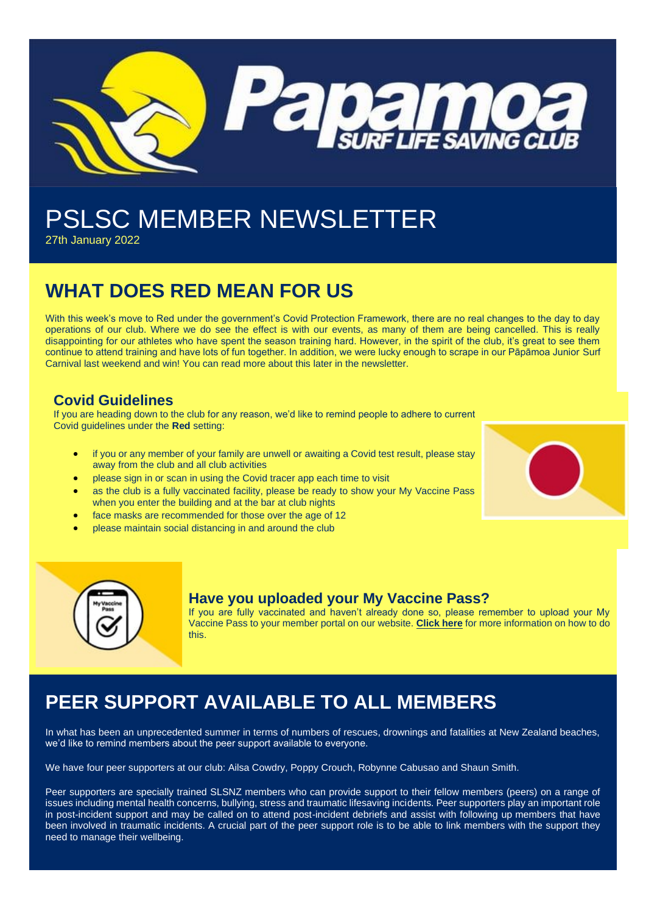# PSLSC MEMBER NEWSLETTER

27th January 2022

## WHAT DOES RED MEAN FOR US

With this week's move to Red under the government's Covid Protection Framework, there are no real changes to the day to day operations of our club. Where we do see the effect is with our events, as many of them are being cancelled. This is really disappointing for our athletes who have spent the season training hard. However, in the spirit of the club, it's great to see them continue to attend training and have lots of fun together. In addition, we were lucky enough to scrape in our Pāpāmoa Junior Surf Carnival last weekend and win! You can read more about this later in the newsletter.

### Covid Guidelines

If you are heading down to the club for any reason, we'd like to remind people to adhere to current Covid guidelines under the **Red** setting:

- if you or any member of your family are unwell or awaiting a Covid test result, please stay away from the club and all club activities
- please sign in or scan in using the Covid tracer app each time to visit
- as the club is a fully vaccinated facility, please be ready to show your My Vaccine Pass when you enter the building and at the bar at club nights
- face masks are recommended for those over the age of 12
- please maintain social distancing in and around the club

### Have you uploaded your My Vaccine Pass?

If you are fully vaccinated and haven't already done so, please remember to upload your My Vaccine Pass to your member portal on our website. **Click here** for more information on how to do this.

## PEER SUPPORT AVAILABLE TO ALL MEMBERS

In what has been an unprecedented summer in terms of numbers of rescues, drownings and fatalities at New Zealand beaches, we'd like to remind members about the peer support available to everyone.

We have four peer supporters at our club: Ailsa Cowdry, Poppy Crouch, Robynne Cabusao and Shaun Smith.

Peer supporters are specially trained SLSNZ members who can provide support to their fellow members (peers) on a range of issues including mental health concerns, bullying, stress and traumatic lifesaving incidents. Peer supporters play an important role in post-incident support and may be called on to attend post-incident debriefs and assist with following up members that have been involved in traumatic incidents. A crucial part of the peer support role is to be able to link members with the support they need to manage their wellbeing.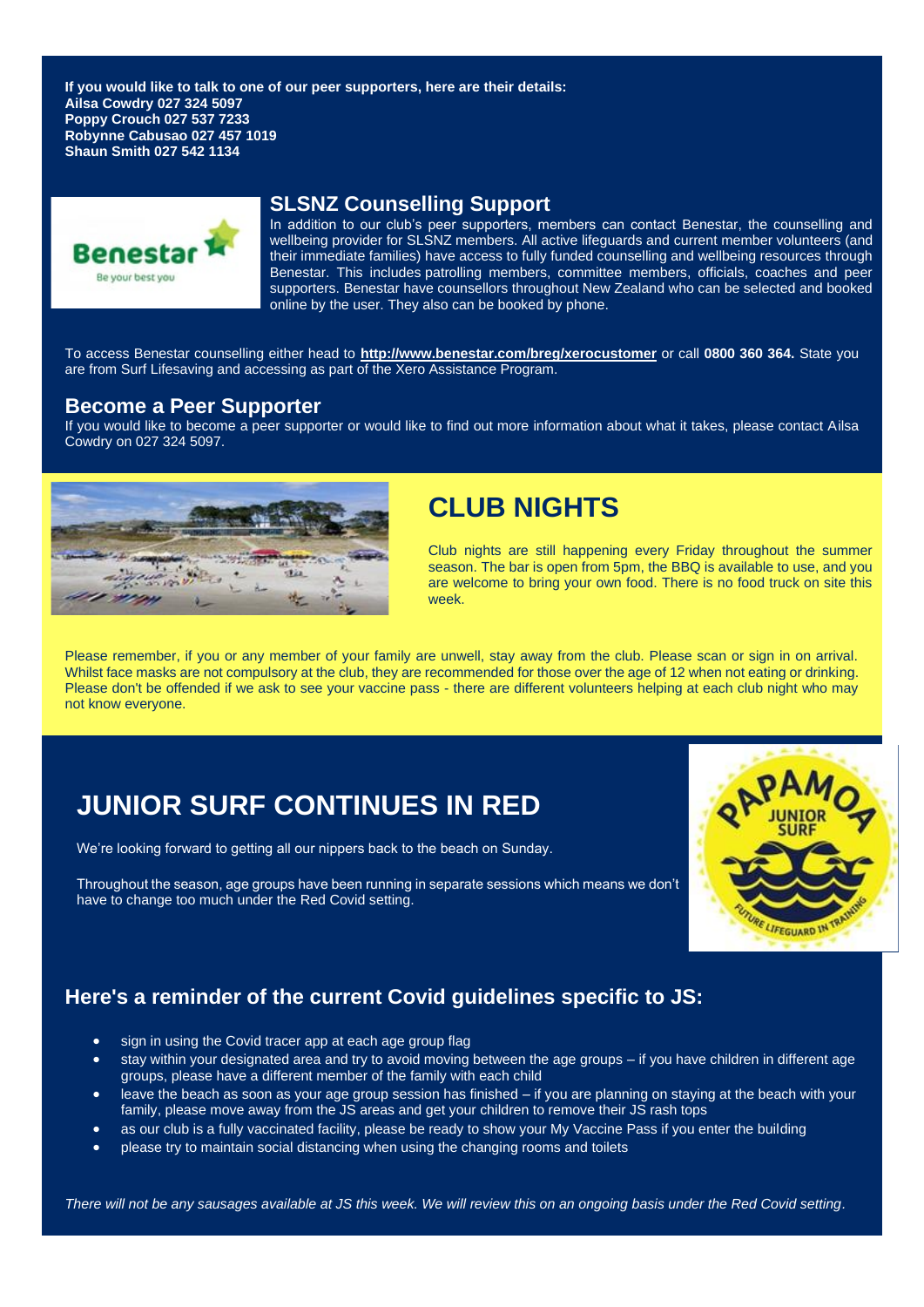**If you would like to talk to one of our peer supporters, here are their details:**
**Ailsa Cowdry 027 324 5097**
**Poppy Crouch 027 537 7233**
**Robynne Cabusao 027 457 1019**
**Shaun Smith 027 542 1134**

## SLSNZ Counselling Support

In addition to our club's peer supporters, members can contact Benestar, the counselling and wellbeing provider for SLSNZ members. All active lifeguards and current member volunteers (and their immediate families) have access to fully funded counselling and wellbeing resources through Benestar. This includes patrolling members, committee members, officials, coaches and peer supporters. Benestar have counsellors throughout New Zealand who can be selected and booked online by the user. They also can be booked by phone.

To access Benestar counselling either head to **http://www.benestar.com/breg/xerocustomer** or call **0800 360 364.** State you are from Surf Lifesaving and accessing as part of the Xero Assistance Program.

## Become a Peer Supporter

If you would like to become a peer supporter or would like to find out more information about what it takes, please contact Ailsa Cowdry on 027 324 5097.

# CLUB NIGHTS

Club nights are still happening every Friday throughout the summer season. The bar is open from 5pm, the BBQ is available to use, and you are welcome to bring your own food. There is no food truck on site this week.

Please remember, if you or any member of your family are unwell, stay away from the club. Please scan or sign in on arrival. Whilst face masks are not compulsory at the club, they are recommended for those over the age of 12 when not eating or drinking. Please don't be offended if we ask to see your vaccine pass - there are different volunteers helping at each club night who may not know everyone.

# JUNIOR SURF CONTINUES IN RED

We're looking forward to getting all our nippers back to the beach on Sunday.

Throughout the season, age groups have been running in separate sessions which means we don't have to change too much under the Red Covid setting.

## Here's a reminder of the current Covid guidelines specific to JS:

- sign in using the Covid tracer app at each age group flag
- stay within your designated area and try to avoid moving between the age groups – if you have children in different age groups, please have a different member of the family with each child
- leave the beach as soon as your age group session has finished – if you are planning on staying at the beach with your family, please move away from the JS areas and get your children to remove their JS rash tops
- as our club is a fully vaccinated facility, please be ready to show your My Vaccine Pass if you enter the building
- please try to maintain social distancing when using the changing rooms and toilets

*There will not be any sausages available at JS this week. We will review this on an ongoing basis under the Red Covid setting.*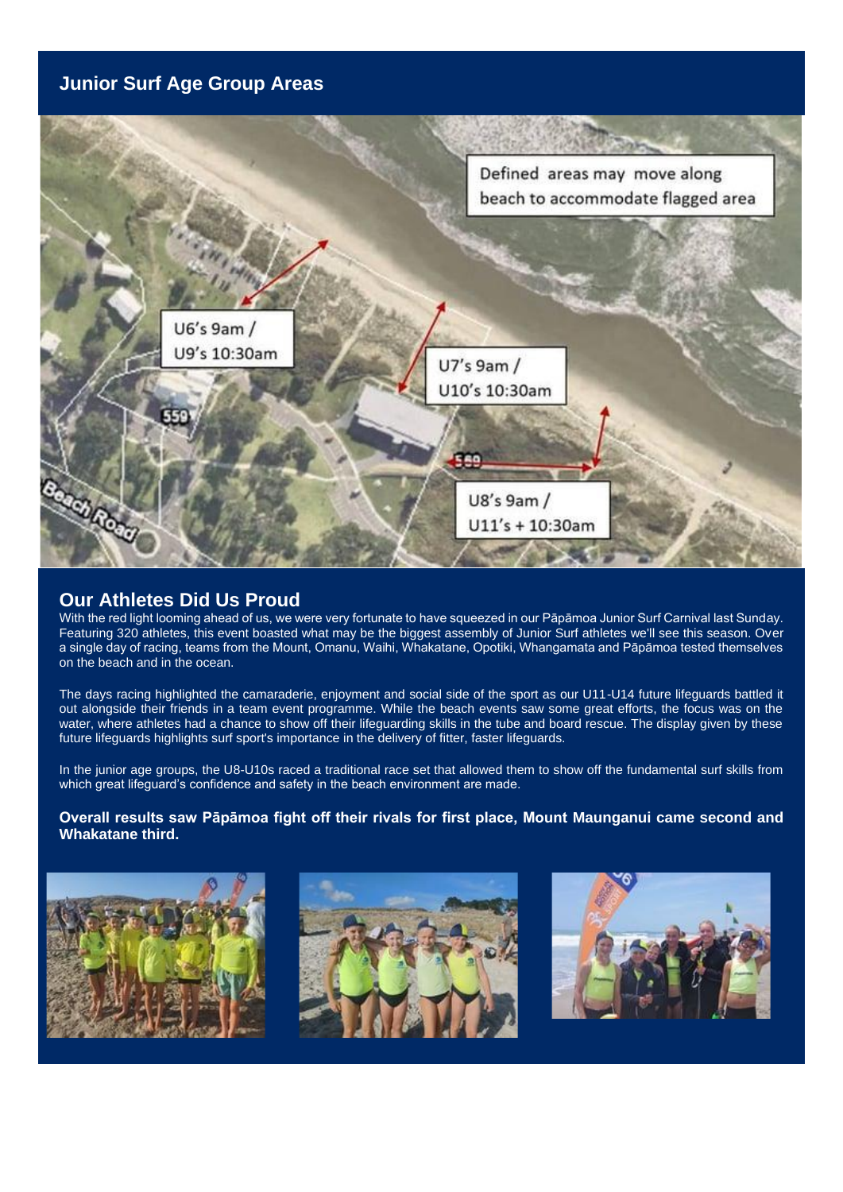## Junior Surf Age Group Areas

Defined areas may move along beach to accommodate flagged area

U6's 9am / U9's 10:30am

U7's 9am / U10's 10:30am

U8's 9am / U11's + 10:30am

## Our Athletes Did Us Proud

With the red light looming ahead of us, we were very fortunate to have squeezed in our Pāpāmoa Junior Surf Carnival last Sunday. Featuring 320 athletes, this event boasted what may be the biggest assembly of Junior Surf athletes we'll see this season. Over a single day of racing, teams from the Mount, Omanu, Waihi, Whakatane, Opotiki, Whangamata and Pāpāmoa tested themselves on the beach and in the ocean.

The days racing highlighted the camaraderie, enjoyment and social side of the sport as our U11-U14 future lifeguards battled it out alongside their friends in a team event programme. While the beach events saw some great efforts, the focus was on the water, where athletes had a chance to show off their lifeguarding skills in the tube and board rescue. The display given by these future lifeguards highlights surf sport's importance in the delivery of fitter, faster lifeguards.

In the junior age groups, the U8-U10s raced a traditional race set that allowed them to show off the fundamental surf skills from which great lifeguard's confidence and safety in the beach environment are made.

**Overall results saw Pāpāmoa fight off their rivals for first place, Mount Maunganui came second and Whakatane third.**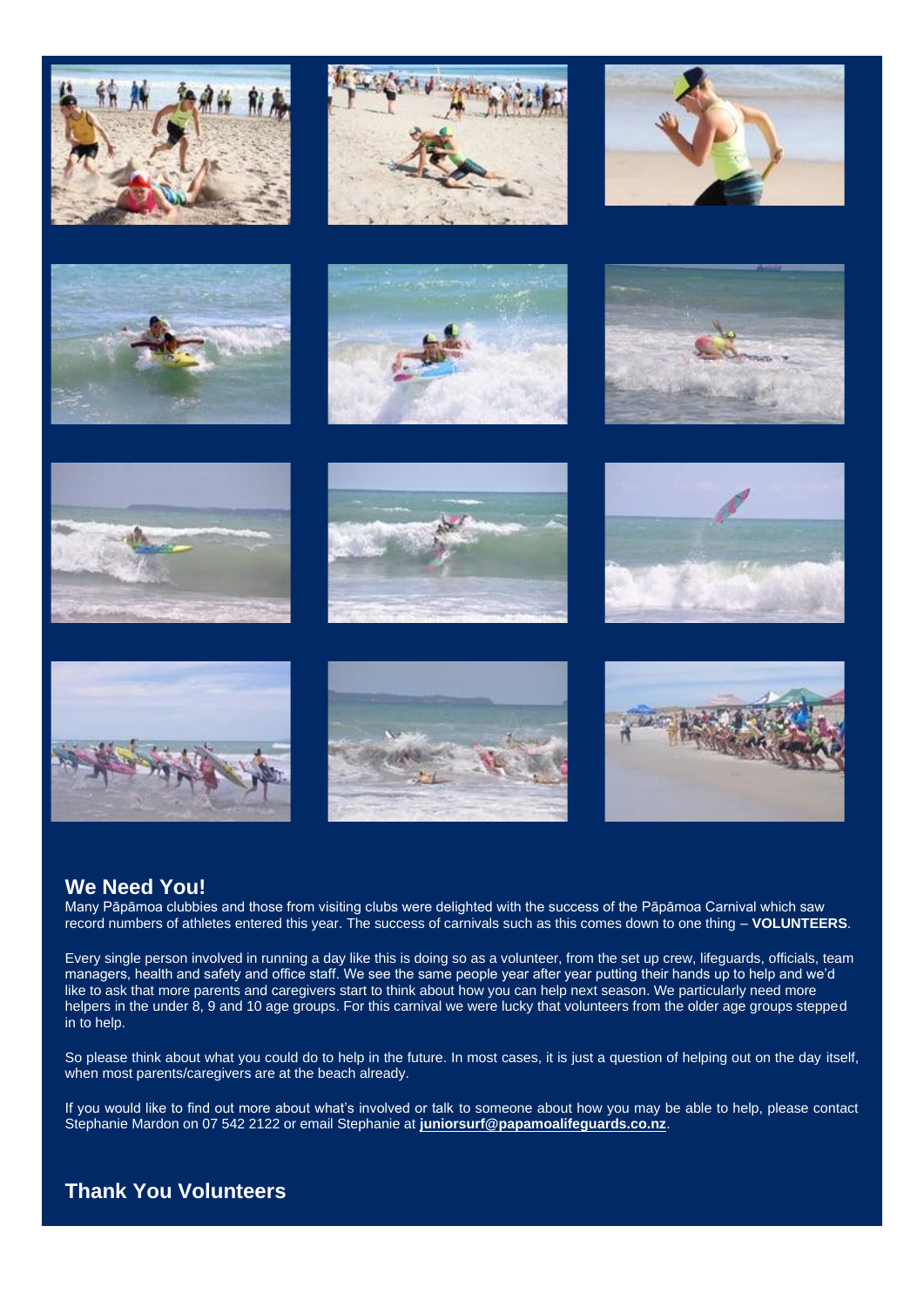## We Need You!

Many Pāpāmoa clubbies and those from visiting clubs were delighted with the success of the Pāpāmoa Carnival which saw record numbers of athletes entered this year. The success of carnivals such as this comes down to one thing – **VOLUNTEERS**.

Every single person involved in running a day like this is doing so as a volunteer, from the set up crew, lifeguards, officials, team managers, health and safety and office staff. We see the same people year after year putting their hands up to help and we'd like to ask that more parents and caregivers start to think about how you can help next season. We particularly need more helpers in the under 8, 9 and 10 age groups. For this carnival we were lucky that volunteers from the older age groups stepped in to help.

So please think about what you could do to help in the future. In most cases, it is just a question of helping out on the day itself, when most parents/caregivers are at the beach already.

If you would like to find out more about what's involved or talk to someone about how you may be able to help, please contact Stephanie Mardon on 07 542 2122 or email Stephanie at **juniorsurf@papamoalifeguards.co.nz**.

## Thank You Volunteers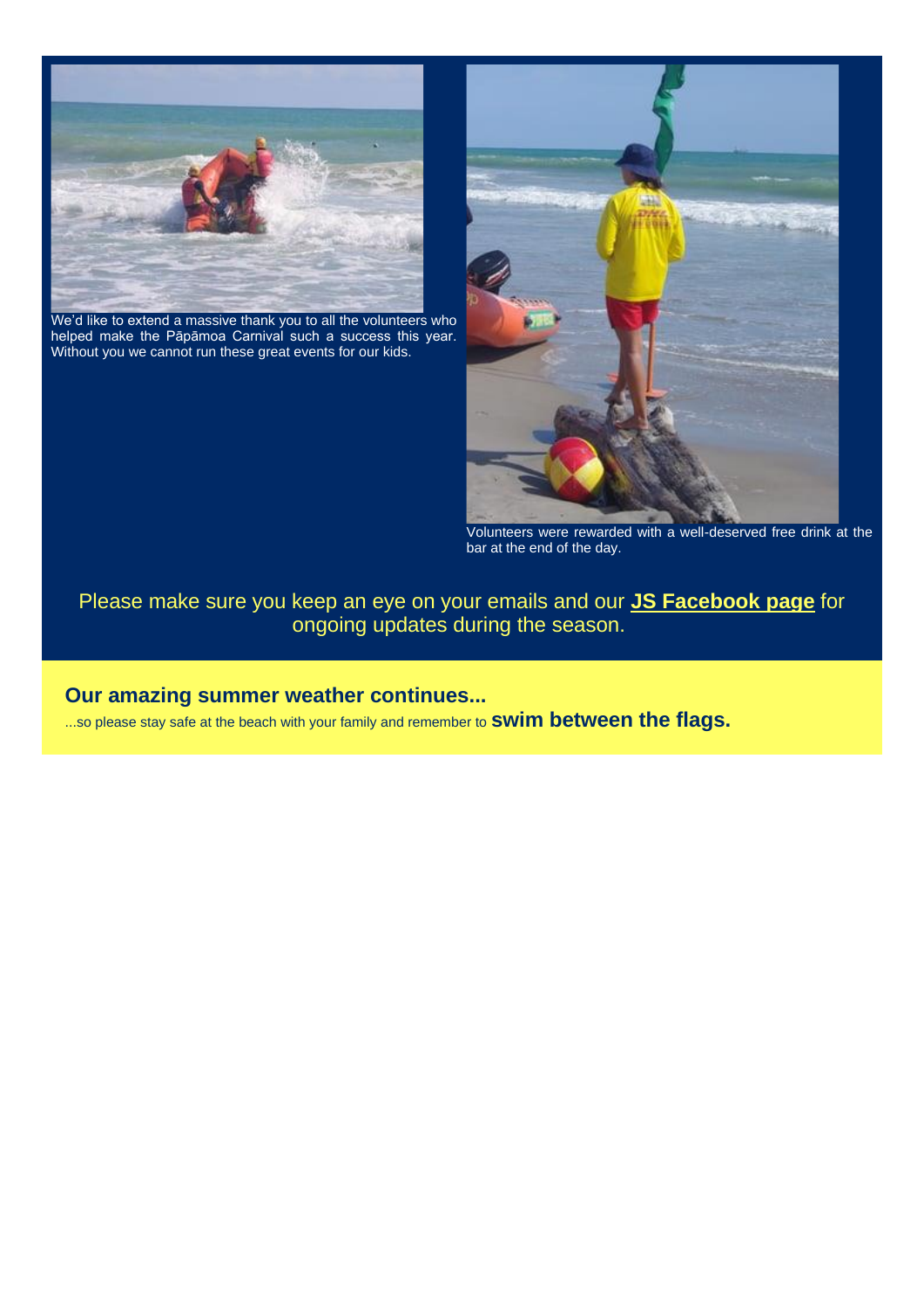We'd like to extend a massive thank you to all the volunteers who helped make the Pāpāmoa Carnival such a success this year. Without you we cannot run these great events for our kids.

Volunteers were rewarded with a well-deserved free drink at the bar at the end of the day.

Please make sure you keep an eye on your emails and our **JS Facebook page** for ongoing updates during the season.

## Our amazing summer weather continues...

...so please stay safe at the beach with your family and remember to **swim between the flags.**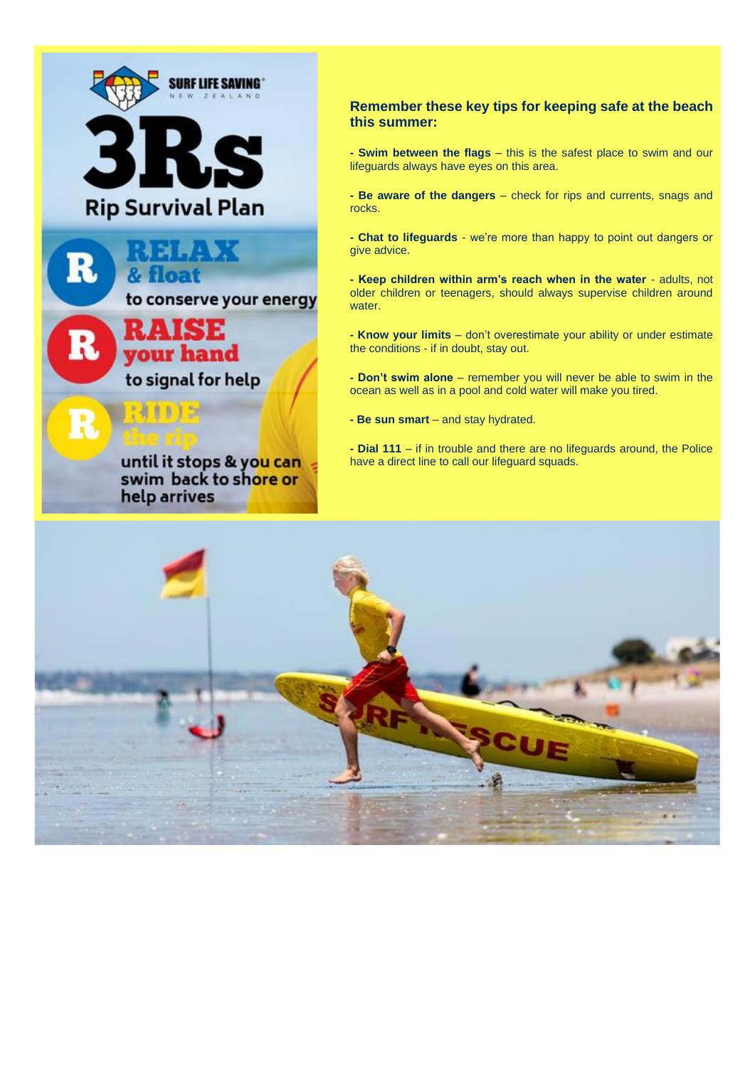SURF LIFE SAVING NEW ZEALAND

# 3Rs

## Rip Survival Plan

**RELAX & float** to conserve your energy

**RAISE your hand** to signal for help

**RIDE the rip** until it stops & you can swim back to shore or help arrives

### Remember these key tips for keeping safe at the beach this summer:

**- Swim between the flags** – this is the safest place to swim and our lifeguards always have eyes on this area.

**- Be aware of the dangers** – check for rips and currents, snags and rocks.

**- Chat to lifeguards** - we're more than happy to point out dangers or give advice.

**- Keep children within arm's reach when in the water** - adults, not older children or teenagers, should always supervise children around water.

**- Know your limits** – don't overestimate your ability or under estimate the conditions - if in doubt, stay out.

**- Don't swim alone** – remember you will never be able to swim in the ocean as well as in a pool and cold water will make you tired.

**- Be sun smart** – and stay hydrated.

**- Dial 111** – if in trouble and there are no lifeguards around, the Police have a direct line to call our lifeguard squads.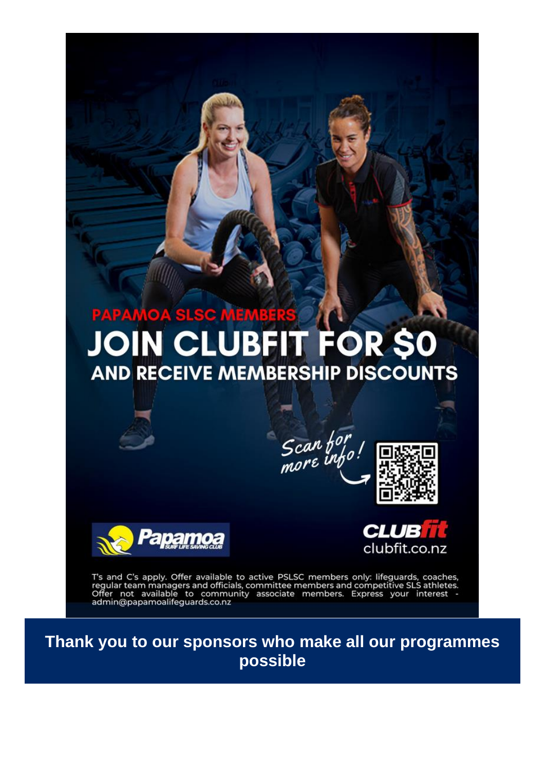PAPAMOA SLSC MEMBERS

# JOIN CLUBFIT FOR $0

## AND RECEIVE MEMBERSHIP DISCOUNTS

Scan for more info!

Papamoa Surf Life Saving Club

CLUBfit
clubfit.co.nz

T's and C's apply. Offer available to active PSLSC members only: lifeguards, coaches, regular team managers and officials, committee members and competitive SLS athletes. Offer not available to community associate members. Express your interest - admin@papamoalifeguards.co.nz

**Thank you to our sponsors who make all our programmes possible**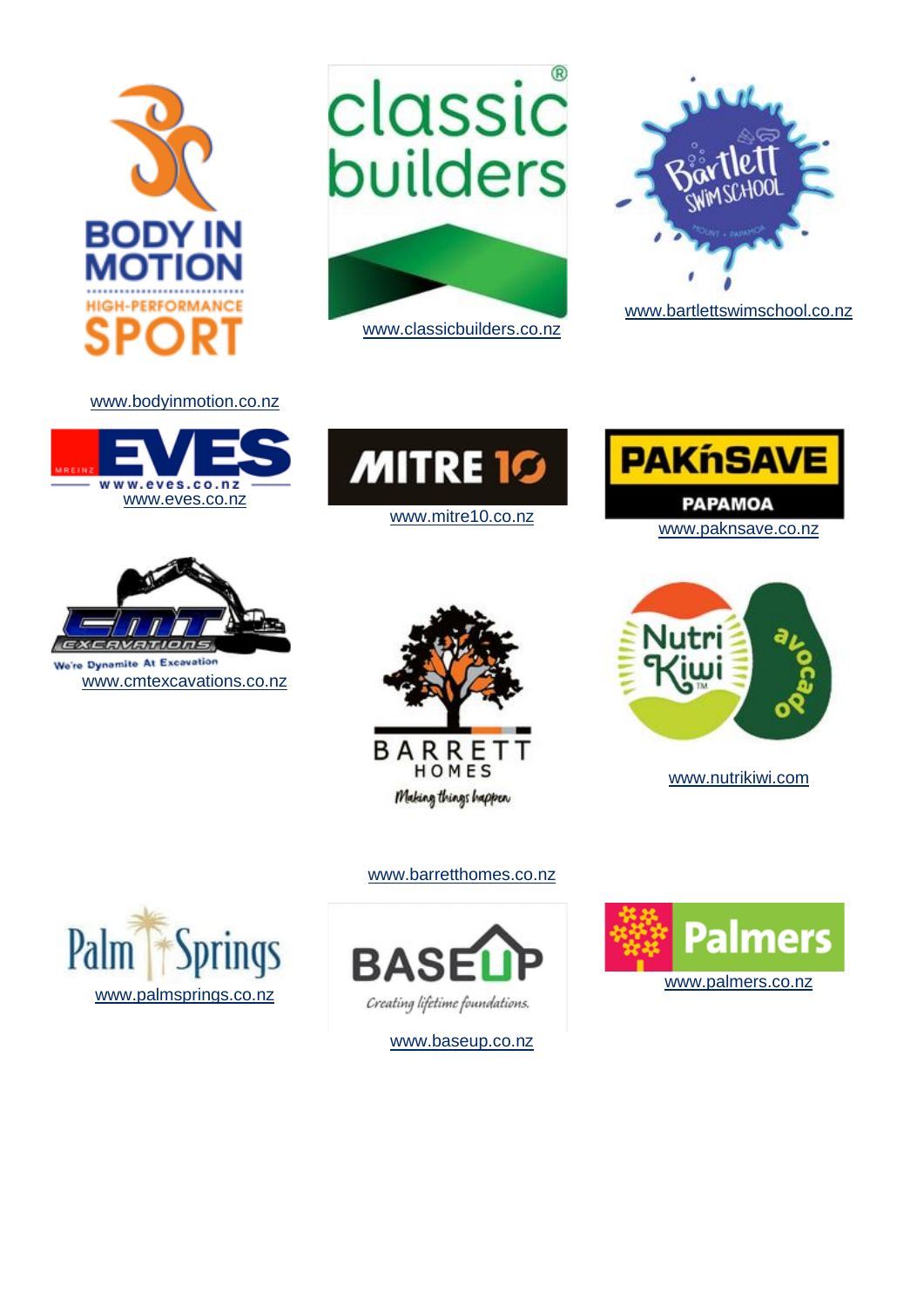www.bodyinmotion.co.nz

www.classicbuilders.co.nz

www.bartlettswimschool.co.nz

www.eves.co.nz

www.mitre10.co.nz

www.paknsave.co.nz

www.cmtexcavations.co.nz

www.nutrikiwi.com

www.barretthomes.co.nz

www.palmsprings.co.nz

www.baseup.co.nz

www.palmers.co.nz